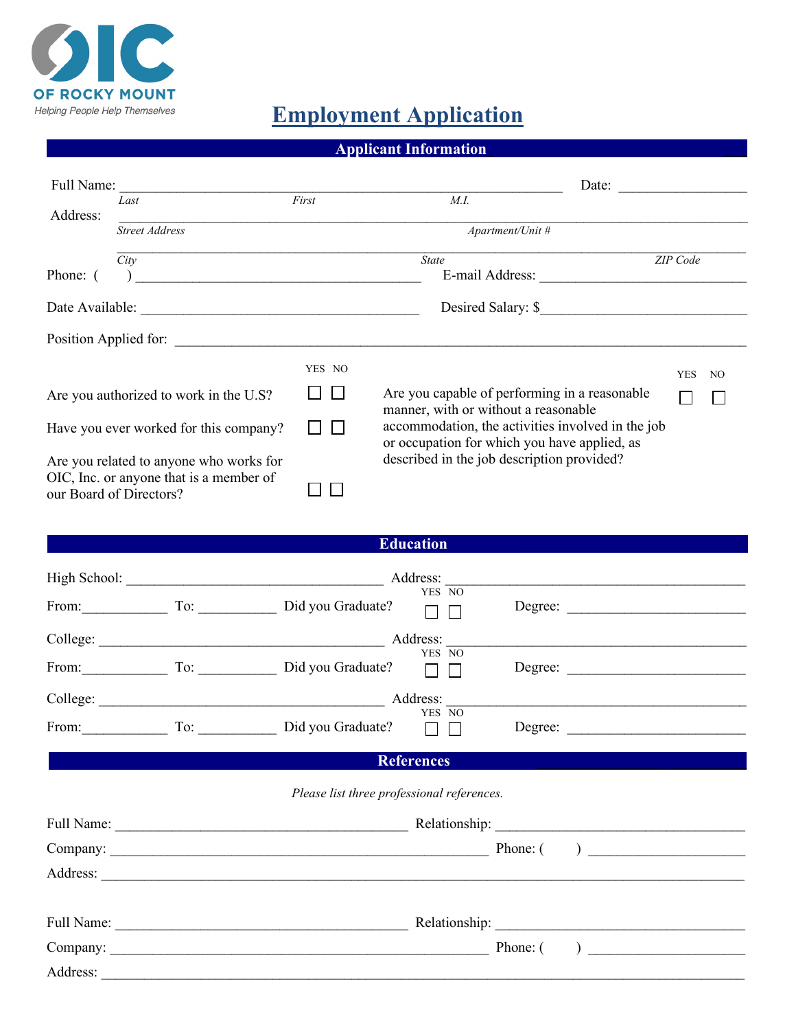OIC OF ROCKY MOUNT

*Helping People Help Themselves*

# Employment Application

## Applicant Information

Full Name: ______________________________________________ Date: ______________

*Last* *First* *M.I.*

Address: ______________________________________________________________

*Street Address* *Apartment/Unit #*

______________________________________________________________

*City* *State* *ZIP Code*

Phone: ( ) ______________________________ E-mail Address: ______________________

Date Available: ______________________________ Desired Salary: $______________________

Position Applied for: ______________________________________________________

| | YES | NO |
|---|---|---|
| Are you authorized to work in the U.S? | ☐ | ☐ |
| Have you ever worked for this company? | ☐ | ☐ |
| Are you related to anyone who works for OIC, Inc. or anyone that is a member of our Board of Directors? | ☐ | ☐ |
| Are you capable of performing in a reasonable manner, with or without a reasonable accommodation, the activities involved in the job or occupation for which you have applied, as described in the job description provided? | ☐ | ☐ |

## Education

High School: ____________________________ Address: ______________________________

From:__________ To: __________ Did you Graduate? YES ☐ NO ☐ Degree: ____________________

College: ____________________________ Address: ______________________________

From:__________ To: __________ Did you Graduate? YES ☐ NO ☐ Degree: ____________________

College: ____________________________ Address: ______________________________

From:__________ To: __________ Did you Graduate? YES ☐ NO ☐ Degree: ____________________

## References

*Please list three professional references.*

Full Name: ______________________________ Relationship: ______________________________

Company: ______________________________ Phone: ( ) ____________________

Address: ______________________________________________________________

Full Name: ______________________________ Relationship: ______________________________

Company: ______________________________ Phone: ( ) ____________________

Address: ______________________________________________________________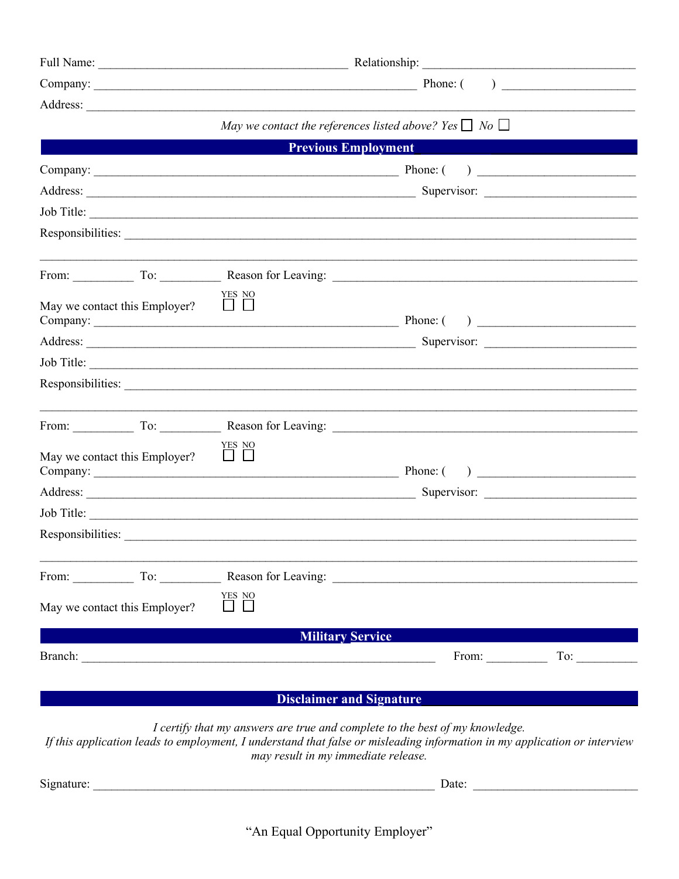Full Name: ________________________________________ Relationship: ________________________________

Company: ____________________________________________________ Phone: (      ) _____________________

Address: _______________________________________________________________________________________

*May we contact the references listed above? Yes ☐ No ☐*

## Previous Employment

Company: __________________________________________________ Phone: (      ) ________________________

Address: _____________________________________________________ Supervisor: ______________________

Job Title: ______________________________________________________________________________________

Responsibilities: ________________________________________________________________________________

_________________________________________________________________________________________________

From: _________ To: _________ Reason for Leaving: ___________________________________________________

May we contact this Employer? YES ☐ NO ☐

Company: __________________________________________________ Phone: (      ) ________________________

Address: _____________________________________________________ Supervisor: ______________________

Job Title: ______________________________________________________________________________________

Responsibilities: ________________________________________________________________________________

_________________________________________________________________________________________________

From: _________ To: _________ Reason for Leaving: ___________________________________________________

May we contact this Employer? YES ☐ NO ☐

Company: __________________________________________________ Phone: (      ) ________________________

Address: _____________________________________________________ Supervisor: ______________________

Job Title: ______________________________________________________________________________________

Responsibilities: ________________________________________________________________________________

_________________________________________________________________________________________________

From: _________ To: _________ Reason for Leaving: ___________________________________________________

May we contact this Employer? YES ☐ NO ☐

## Military Service

Branch: _______________________________________________________ From: _________ To: _________

## Disclaimer and Signature

*I certify that my answers are true and complete to the best of my knowledge.*
*If this application leads to employment, I understand that false or misleading information in my application or interview may result in my immediate release.*

Signature: _______________________________________________________ Date: __________________________

"An Equal Opportunity Employer"